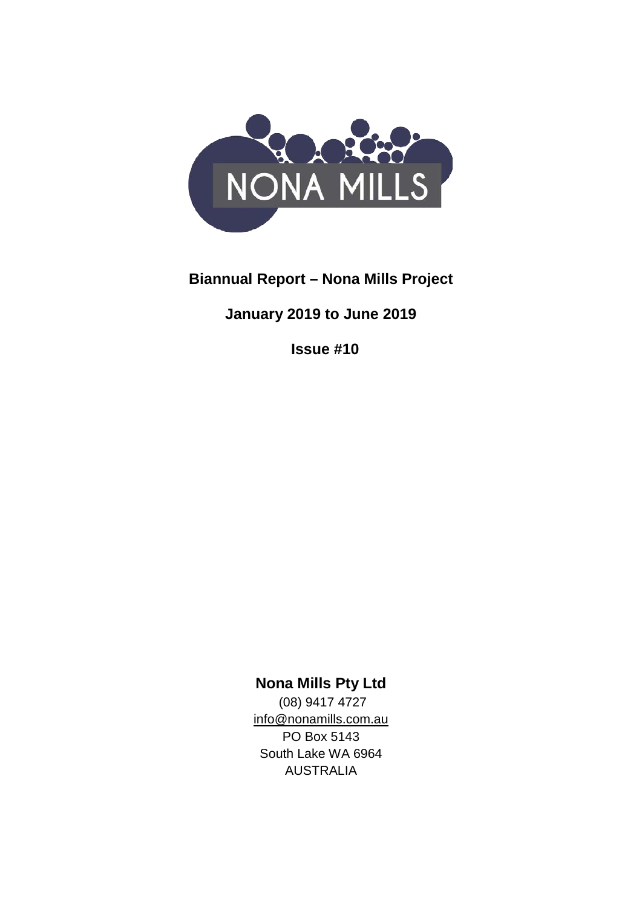NONA MILLS

**Biannual Report – Nona Mills Project**

**January 2019 to June 2019**

**Issue #10**

**Nona Mills Pty Ltd**

(08) 9417 4727

info@nonamills.com.au

PO Box 5143

South Lake WA 6964

AUSTRALIA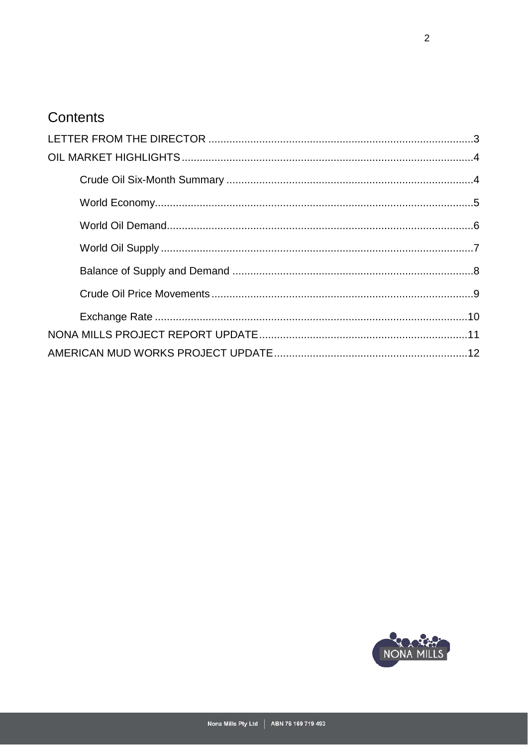# Contents

LETTER FROM THE DIRECTOR ........................................................................................3

OIL MARKET HIGHLIGHTS.................................................................................................4

- Crude Oil Six-Month Summary ..................................................................................4
- World Economy.........................................................................................................5
- World Oil Demand......................................................................................................6
- World Oil Supply ........................................................................................................7
- Balance of Supply and Demand ................................................................................8
- Crude Oil Price Movements.......................................................................................9
- Exchange Rate ........................................................................................................10

NONA MILLS PROJECT REPORT UPDATE.....................................................................11

AMERICAN MUD WORKS PROJECT UPDATE................................................................12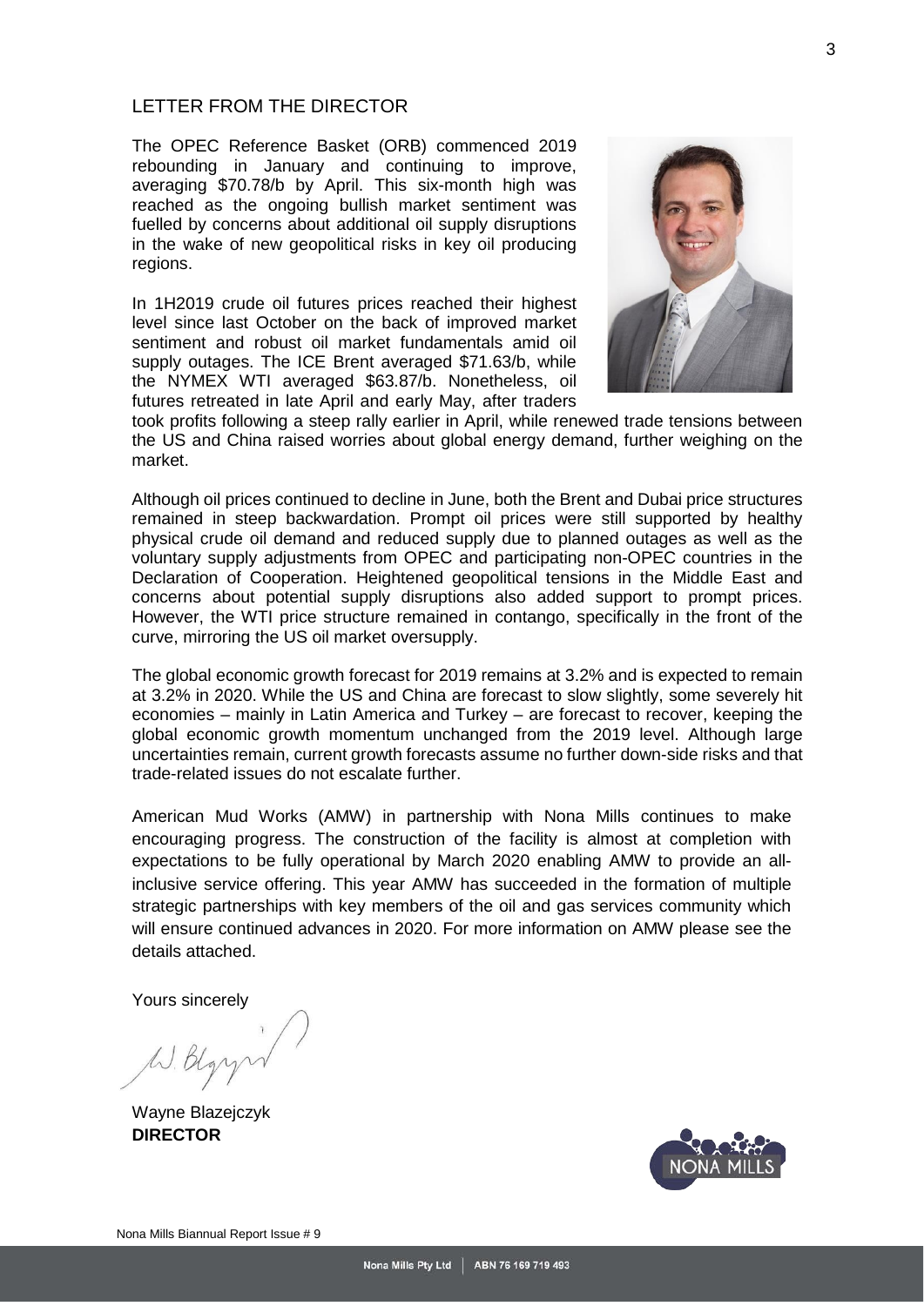# LETTER FROM THE DIRECTOR

The OPEC Reference Basket (ORB) commenced 2019 rebounding in January and continuing to improve, averaging $70.78/b by April. This six-month high was reached as the ongoing bullish market sentiment was fuelled by concerns about additional oil supply disruptions in the wake of new geopolitical risks in key oil producing regions.

In 1H2019 crude oil futures prices reached their highest level since last October on the back of improved market sentiment and robust oil market fundamentals amid oil supply outages. The ICE Brent averaged $71.63/b, while the NYMEX WTI averaged $63.87/b. Nonetheless, oil futures retreated in late April and early May, after traders took profits following a steep rally earlier in April, while renewed trade tensions between the US and China raised worries about global energy demand, further weighing on the market.

Although oil prices continued to decline in June, both the Brent and Dubai price structures remained in steep backwardation. Prompt oil prices were still supported by healthy physical crude oil demand and reduced supply due to planned outages as well as the voluntary supply adjustments from OPEC and participating non-OPEC countries in the Declaration of Cooperation. Heightened geopolitical tensions in the Middle East and concerns about potential supply disruptions also added support to prompt prices. However, the WTI price structure remained in contango, specifically in the front of the curve, mirroring the US oil market oversupply.

The global economic growth forecast for 2019 remains at 3.2% and is expected to remain at 3.2% in 2020. While the US and China are forecast to slow slightly, some severely hit economies – mainly in Latin America and Turkey – are forecast to recover, keeping the global economic growth momentum unchanged from the 2019 level. Although large uncertainties remain, current growth forecasts assume no further down-side risks and that trade-related issues do not escalate further.

American Mud Works (AMW) in partnership with Nona Mills continues to make encouraging progress. The construction of the facility is almost at completion with expectations to be fully operational by March 2020 enabling AMW to provide an all-inclusive service offering. This year AMW has succeeded in the formation of multiple strategic partnerships with key members of the oil and gas services community which will ensure continued advances in 2020. For more information on AMW please see the details attached.

Yours sincerely

Wayne Blazejczyk
**DIRECTOR**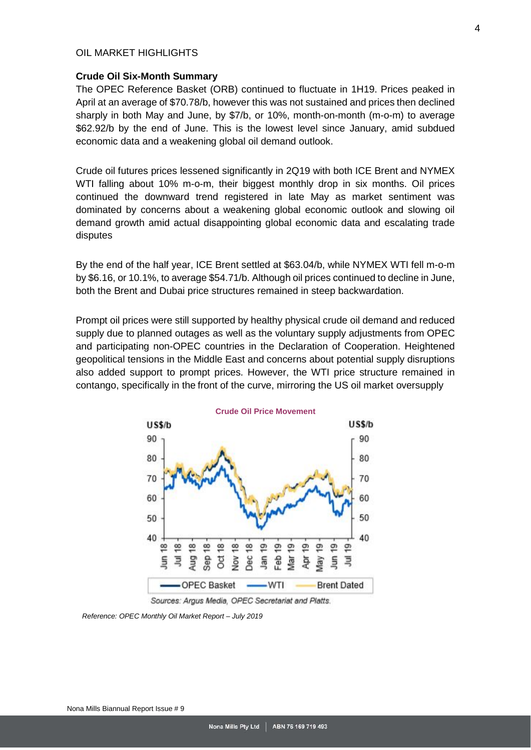OIL MARKET HIGHLIGHTS

**Crude Oil Six-Month Summary**

The OPEC Reference Basket (ORB) continued to fluctuate in 1H19. Prices peaked in April at an average of $70.78/b, however this was not sustained and prices then declined sharply in both May and June, by $7/b, or 10%, month-on-month (m-o-m) to average $62.92/b by the end of June. This is the lowest level since January, amid subdued economic data and a weakening global oil demand outlook.

Crude oil futures prices lessened significantly in 2Q19 with both ICE Brent and NYMEX WTI falling about 10% m-o-m, their biggest monthly drop in six months. Oil prices continued the downward trend registered in late May as market sentiment was dominated by concerns about a weakening global economic outlook and slowing oil demand growth amid actual disappointing global economic data and escalating trade disputes

By the end of the half year, ICE Brent settled at $63.04/b, while NYMEX WTI fell m-o-m by $6.16, or 10.1%, to average $54.71/b. Although oil prices continued to decline in June, both the Brent and Dubai price structures remained in steep backwardation.

Prompt oil prices were still supported by healthy physical crude oil demand and reduced supply due to planned outages as well as the voluntary supply adjustments from OPEC and participating non-OPEC countries in the Declaration of Cooperation. Heightened geopolitical tensions in the Middle East and concerns about potential supply disruptions also added support to prompt prices. However, the WTI price structure remained in contango, specifically in the front of the curve, mirroring the US oil market oversupply

Crude Oil Price Movement

Sources: Argus Media, OPEC Secretariat and Platts.

*Reference: OPEC Monthly Oil Market Report – July 2019*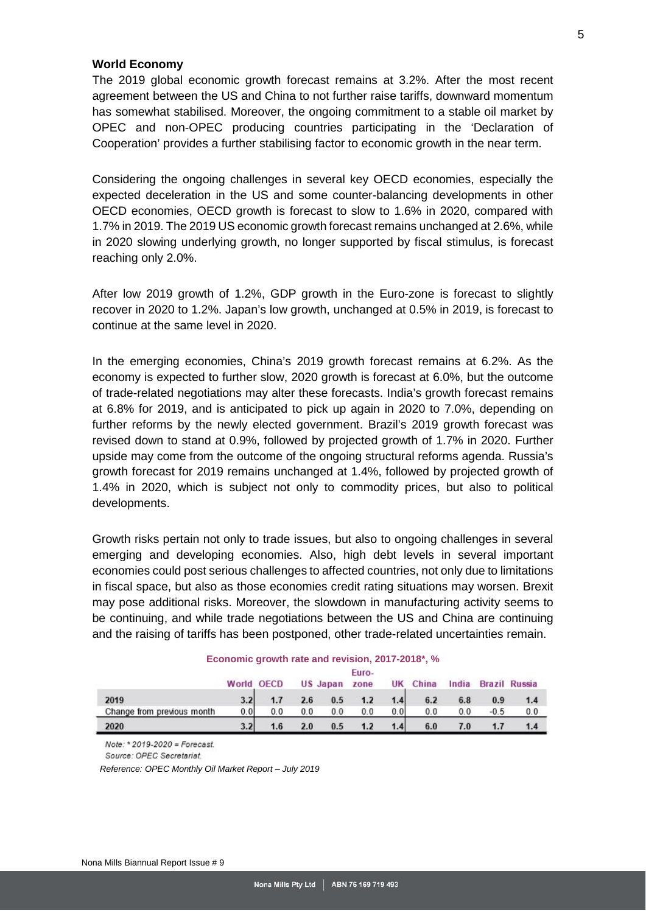**World Economy**

The 2019 global economic growth forecast remains at 3.2%. After the most recent agreement between the US and China to not further raise tariffs, downward momentum has somewhat stabilised. Moreover, the ongoing commitment to a stable oil market by OPEC and non-OPEC producing countries participating in the 'Declaration of Cooperation' provides a further stabilising factor to economic growth in the near term.

Considering the ongoing challenges in several key OECD economies, especially the expected deceleration in the US and some counter-balancing developments in other OECD economies, OECD growth is forecast to slow to 1.6% in 2020, compared with 1.7% in 2019. The 2019 US economic growth forecast remains unchanged at 2.6%, while in 2020 slowing underlying growth, no longer supported by fiscal stimulus, is forecast reaching only 2.0%.

After low 2019 growth of 1.2%, GDP growth in the Euro-zone is forecast to slightly recover in 2020 to 1.2%. Japan's low growth, unchanged at 0.5% in 2019, is forecast to continue at the same level in 2020.

In the emerging economies, China's 2019 growth forecast remains at 6.2%. As the economy is expected to further slow, 2020 growth is forecast at 6.0%, but the outcome of trade-related negotiations may alter these forecasts. India's growth forecast remains at 6.8% for 2019, and is anticipated to pick up again in 2020 to 7.0%, depending on further reforms by the newly elected government. Brazil's 2019 growth forecast was revised down to stand at 0.9%, followed by projected growth of 1.7% in 2020. Further upside may come from the outcome of the ongoing structural reforms agenda. Russia's growth forecast for 2019 remains unchanged at 1.4%, followed by projected growth of 1.4% in 2020, which is subject not only to commodity prices, but also to political developments.

Growth risks pertain not only to trade issues, but also to ongoing challenges in several emerging and developing economies. Also, high debt levels in several important economies could post serious challenges to affected countries, not only due to limitations in fiscal space, but also as those economies credit rating situations may worsen. Brexit may pose additional risks. Moreover, the slowdown in manufacturing activity seems to be continuing, and while trade negotiations between the US and China are continuing and the raising of tariffs has been postponed, other trade-related uncertainties remain.

**Economic growth rate and revision, 2017-2018*, %**

| | World | OECD | US | Japan | Euro-zone | UK | China | India | Brazil | Russia |
|---|---|---|---|---|---|---|---|---|---|---|
| 2019 | 3.2 | 1.7 | 2.6 | 0.5 | 1.2 | 1.4 | 6.2 | 6.8 | 0.9 | 1.4 |
| Change from previous month | 0.0 | 0.0 | 0.0 | 0.0 | 0.0 | 0.0 | 0.0 | 0.0 | -0.5 | 0.0 |
| 2020 | 3.2 | 1.6 | 2.0 | 0.5 | 1.2 | 1.4 | 6.0 | 7.0 | 1.7 | 1.4 |

*Note: * 2019-2020 = Forecast.*

*Source: OPEC Secretariat.*

*Reference: OPEC Monthly Oil Market Report – July 2019*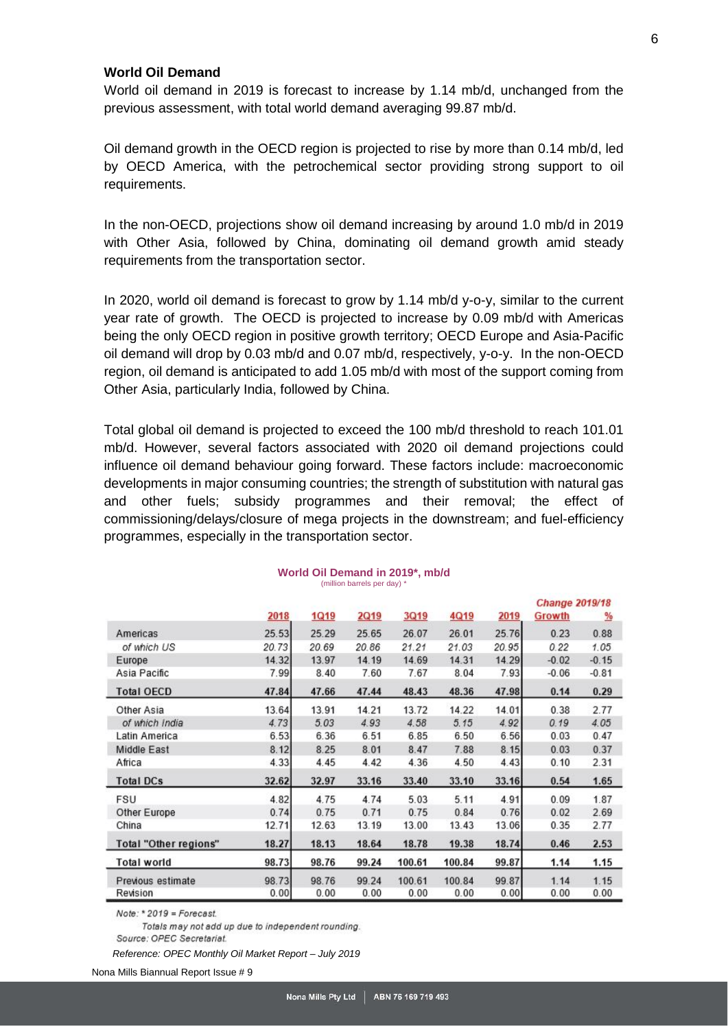## World Oil Demand

World oil demand in 2019 is forecast to increase by 1.14 mb/d, unchanged from the previous assessment, with total world demand averaging 99.87 mb/d.

Oil demand growth in the OECD region is projected to rise by more than 0.14 mb/d, led by OECD America, with the petrochemical sector providing strong support to oil requirements.

In the non-OECD, projections show oil demand increasing by around 1.0 mb/d in 2019 with Other Asia, followed by China, dominating oil demand growth amid steady requirements from the transportation sector.

In 2020, world oil demand is forecast to grow by 1.14 mb/d y-o-y, similar to the current year rate of growth. The OECD is projected to increase by 0.09 mb/d with Americas being the only OECD region in positive growth territory; OECD Europe and Asia-Pacific oil demand will drop by 0.03 mb/d and 0.07 mb/d, respectively, y-o-y. In the non-OECD region, oil demand is anticipated to add 1.05 mb/d with most of the support coming from Other Asia, particularly India, followed by China.

Total global oil demand is projected to exceed the 100 mb/d threshold to reach 101.01 mb/d. However, several factors associated with 2020 oil demand projections could influence oil demand behaviour going forward. These factors include: macroeconomic developments in major consuming countries; the strength of substitution with natural gas and other fuels; subsidy programmes and their removal; the effect of commissioning/delays/closure of mega projects in the downstream; and fuel-efficiency programmes, especially in the transportation sector.

**World Oil Demand in 2019*, mb/d**
(million barrels per day) *

| | 2018 | 1Q19 | 2Q19 | 3Q19 | 4Q19 | 2019 | Change 2019/18 Growth | % |
|---|---|---|---|---|---|---|---|---|
| Americas | 25.53 | 25.29 | 25.65 | 26.07 | 26.01 | 25.76 | 0.23 | 0.88 |
| *of which US* | *20.73* | *20.69* | *20.86* | *21.21* | *21.03* | *20.95* | *0.22* | *1.05* |
| Europe | 14.32 | 13.97 | 14.19 | 14.69 | 14.31 | 14.29 | -0.02 | -0.15 |
| Asia Pacific | 7.99 | 8.40 | 7.60 | 7.67 | 8.04 | 7.93 | -0.06 | -0.81 |
| **Total OECD** | **47.84** | **47.66** | **47.44** | **48.43** | **48.36** | **47.98** | **0.14** | **0.29** |
| Other Asia | 13.64 | 13.91 | 14.21 | 13.72 | 14.22 | 14.01 | 0.38 | 2.77 |
| *of which India* | *4.73* | *5.03* | *4.93* | *4.58* | *5.15* | *4.92* | *0.19* | *4.05* |
| Latin America | 6.53 | 6.36 | 6.51 | 6.85 | 6.50 | 6.56 | 0.03 | 0.47 |
| Middle East | 8.12 | 8.25 | 8.01 | 8.47 | 7.88 | 8.15 | 0.03 | 0.37 |
| Africa | 4.33 | 4.45 | 4.42 | 4.36 | 4.50 | 4.43 | 0.10 | 2.31 |
| **Total DCs** | **32.62** | **32.97** | **33.16** | **33.40** | **33.10** | **33.16** | **0.54** | **1.65** |
| FSU | 4.82 | 4.75 | 4.74 | 5.03 | 5.11 | 4.91 | 0.09 | 1.87 |
| Other Europe | 0.74 | 0.75 | 0.71 | 0.75 | 0.84 | 0.76 | 0.02 | 2.69 |
| China | 12.71 | 12.63 | 13.19 | 13.00 | 13.43 | 13.06 | 0.35 | 2.77 |
| **Total "Other regions"** | **18.27** | **18.13** | **18.64** | **18.78** | **19.38** | **18.74** | **0.46** | **2.53** |
| **Total world** | **98.73** | **98.76** | **99.24** | **100.61** | **100.84** | **99.87** | **1.14** | **1.15** |
| Previous estimate | 98.73 | 98.76 | 99.24 | 100.61 | 100.84 | 99.87 | 1.14 | 1.15 |
| Revision | 0.00 | 0.00 | 0.00 | 0.00 | 0.00 | 0.00 | 0.00 | 0.00 |

*Note: * 2019 = Forecast.*
*Totals may not add up due to independent rounding.*
*Source: OPEC Secretariat.*

*Reference: OPEC Monthly Oil Market Report – July 2019*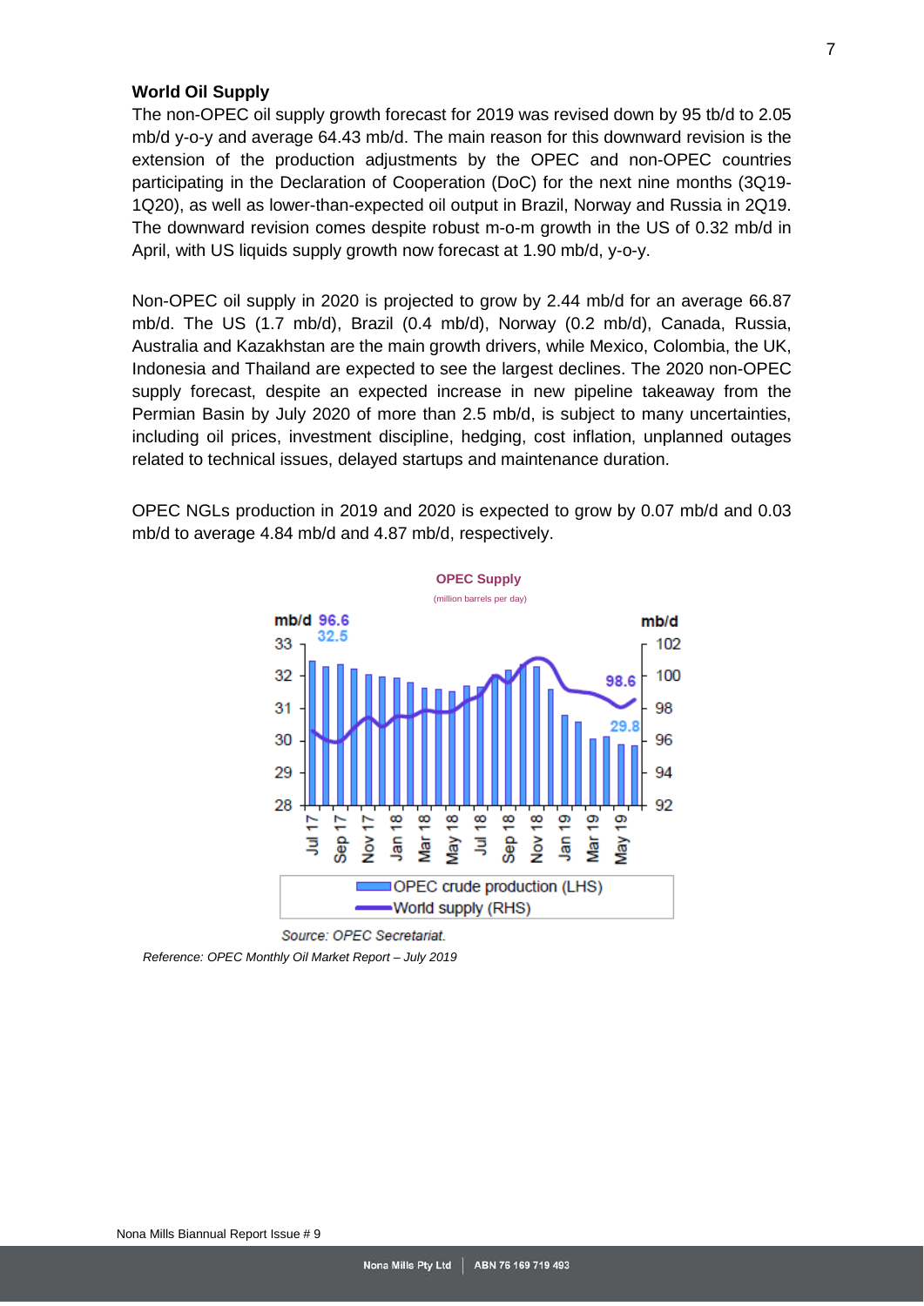**World Oil Supply**

The non-OPEC oil supply growth forecast for 2019 was revised down by 95 tb/d to 2.05 mb/d y-o-y and average 64.43 mb/d. The main reason for this downward revision is the extension of the production adjustments by the OPEC and non-OPEC countries participating in the Declaration of Cooperation (DoC) for the next nine months (3Q19-1Q20), as well as lower-than-expected oil output in Brazil, Norway and Russia in 2Q19. The downward revision comes despite robust m-o-m growth in the US of 0.32 mb/d in April, with US liquids supply growth now forecast at 1.90 mb/d, y-o-y.

Non-OPEC oil supply in 2020 is projected to grow by 2.44 mb/d for an average 66.87 mb/d. The US (1.7 mb/d), Brazil (0.4 mb/d), Norway (0.2 mb/d), Canada, Australia and Kazakhstan are the main growth drivers, while Mexico, Colombia, the UK, Indonesia and Thailand are expected to see the largest declines. The 2020 non-OPEC supply forecast, despite an expected increase in new pipeline takeaway from the Permian Basin by July 2020 of more than 2.5 mb/d, is subject to many uncertainties, including oil prices, investment discipline, hedging, cost inflation, unplanned outages related to technical issues, delayed startups and maintenance duration.

OPEC NGLs production in 2019 and 2020 is expected to grow by 0.07 mb/d and 0.03 mb/d to average 4.84 mb/d and 4.87 mb/d, respectively.

**OPEC Supply**
(million barrels per day)

Legend: OPEC crude production (LHS); World supply (RHS)

Source: OPEC Secretariat.

*Reference: OPEC Monthly Oil Market Report – July 2019*

Nona Mills Biannual Report Issue # 9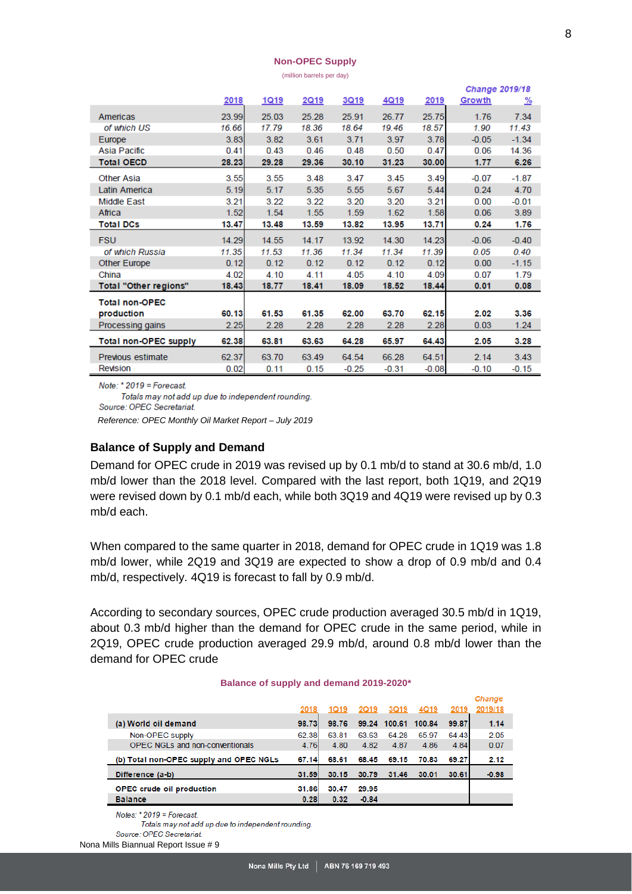**Non-OPEC Supply**

(million barrels per day)

| | 2018 | 1Q19 | 2Q19 | 3Q19 | 4Q19 | 2019 | Change 2019/18 Growth | % |
|---|---|---|---|---|---|---|---|---|
| Americas | 23.99 | 25.03 | 25.28 | 25.91 | 26.77 | 25.75 | 1.76 | 7.34 |
| *of which US* | *16.66* | *17.79* | *18.36* | *18.64* | *19.46* | *18.57* | *1.90* | *11.43* |
| Europe | 3.83 | 3.82 | 3.61 | 3.71 | 3.97 | 3.78 | -0.05 | -1.34 |
| Asia Pacific | 0.41 | 0.43 | 0.46 | 0.48 | 0.50 | 0.47 | 0.06 | 14.36 |
| **Total OECD** | **28.23** | **29.28** | **29.36** | **30.10** | **31.23** | **30.00** | **1.77** | **6.26** |
| Other Asia | 3.55 | 3.55 | 3.48 | 3.47 | 3.45 | 3.49 | -0.07 | -1.87 |
| Latin America | 5.19 | 5.17 | 5.35 | 5.55 | 5.67 | 5.44 | 0.24 | 4.70 |
| Middle East | 3.21 | 3.22 | 3.22 | 3.20 | 3.20 | 3.21 | 0.00 | -0.01 |
| Africa | 1.52 | 1.54 | 1.55 | 1.59 | 1.62 | 1.58 | 0.06 | 3.89 |
| **Total DCs** | **13.47** | **13.48** | **13.59** | **13.82** | **13.95** | **13.71** | **0.24** | **1.76** |
| FSU | 14.29 | 14.55 | 14.17 | 13.92 | 14.30 | 14.23 | -0.06 | -0.40 |
| *of which Russia* | *11.35* | *11.53* | *11.36* | *11.34* | *11.34* | *11.39* | *0.05* | *0.40* |
| Other Europe | 0.12 | 0.12 | 0.12 | 0.12 | 0.12 | 0.12 | 0.00 | -1.15 |
| China | 4.02 | 4.10 | 4.11 | 4.05 | 4.10 | 4.09 | 0.07 | 1.79 |
| **Total "Other regions"** | **18.43** | **18.77** | **18.41** | **18.09** | **18.52** | **18.44** | **0.01** | **0.08** |
| **Total non-OPEC production** | **60.13** | **61.53** | **61.35** | **62.00** | **63.70** | **62.15** | **2.02** | **3.36** |
| Processing gains | 2.25 | 2.28 | 2.28 | 2.28 | 2.28 | 2.28 | 0.03 | 1.24 |
| **Total non-OPEC supply** | **62.38** | **63.81** | **63.63** | **64.28** | **65.97** | **64.43** | **2.05** | **3.28** |
| Previous estimate | 62.37 | 63.70 | 63.49 | 64.54 | 66.28 | 64.51 | 2.14 | 3.43 |
| Revision | 0.02 | 0.11 | 0.15 | -0.25 | -0.31 | -0.08 | -0.10 | -0.15 |

*Note: * 2019 = Forecast.*

*Totals may not add up due to independent rounding.*

*Source: OPEC Secretariat.*

*Reference: OPEC Monthly Oil Market Report – July 2019*

## Balance of Supply and Demand

Demand for OPEC crude in 2019 was revised up by 0.1 mb/d to stand at 30.6 mb/d, 1.0 mb/d lower than the 2018 level. Compared with the last report, both 1Q19, and 2Q19 were revised down by 0.1 mb/d each, while both 3Q19 and 4Q19 were revised up by 0.3 mb/d each.

When compared to the same quarter in 2018, demand for OPEC crude in 1Q19 was 1.8 mb/d lower, while 2Q19 and 3Q19 are expected to show a drop of 0.9 mb/d and 0.4 mb/d, respectively. 4Q19 is forecast to fall by 0.9 mb/d.

According to secondary sources, OPEC crude production averaged 30.5 mb/d in 1Q19, about 0.3 mb/d higher than the demand for OPEC crude in the same period, while in 2Q19, OPEC crude production averaged 29.9 mb/d, around 0.8 mb/d lower than the demand for OPEC crude

**Balance of supply and demand 2019-2020***

| | 2018 | 1Q19 | 2Q19 | 3Q19 | 4Q19 | 2019 | Change 2019/18 |
|---|---|---|---|---|---|---|---|
| **(a) World oil demand** | **98.73** | **98.76** | **99.24** | **100.61** | **100.84** | **99.87** | **1.14** |
| Non-OPEC supply | 62.38 | 63.81 | 63.63 | 64.28 | 65.97 | 64.43 | 2.05 |
| OPEC NGLs and non-conventionals | 4.76 | 4.80 | 4.82 | 4.87 | 4.86 | 4.84 | 0.07 |
| **(b) Total non-OPEC supply and OPEC NGLs** | **67.14** | **68.61** | **68.45** | **69.15** | **70.83** | **69.27** | **2.12** |
| **Difference (a-b)** | **31.59** | **30.15** | **30.79** | **31.46** | **30.01** | **30.61** | **-0.98** |
| **OPEC crude oil production** | **31.86** | **30.47** | **29.95** | | | | |
| **Balance** | **0.28** | **0.32** | **-0.84** | | | | |

*Notes: * 2019 = Forecast.*

*Totals may not add up due to independent rounding.*

*Source: OPEC Secretariat.*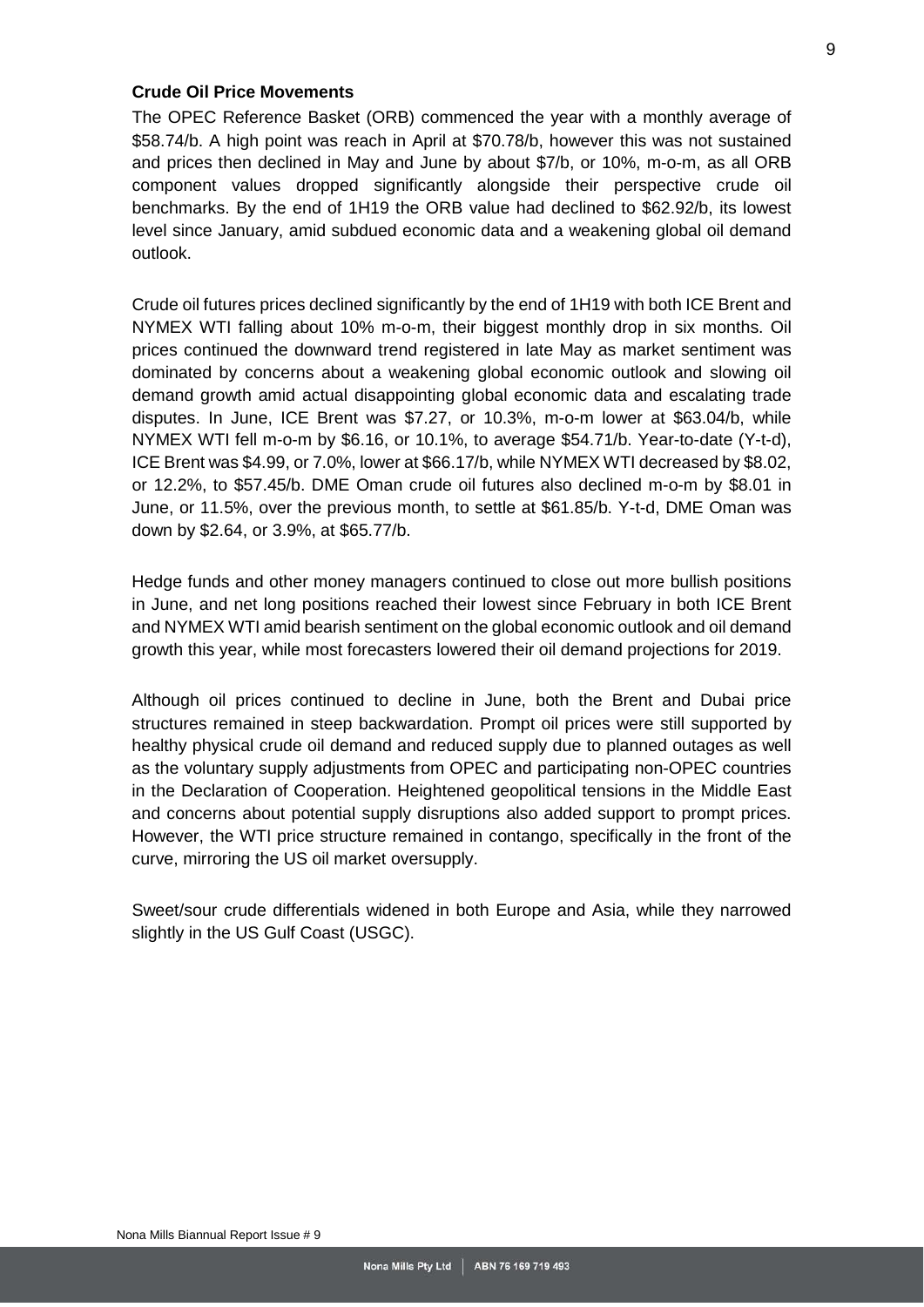**Crude Oil Price Movements**

The OPEC Reference Basket (ORB) commenced the year with a monthly average of \$58.74/b. A high point was reach in April at \$70.78/b, however this was not sustained and prices then declined in May and June by about \$7/b, or 10%, m-o-m, as all ORB component values dropped significantly alongside their perspective crude oil benchmarks. By the end of 1H19 the ORB value had declined to \$62.92/b, its lowest level since January, amid subdued economic data and a weakening global oil demand outlook.

Crude oil futures prices declined significantly by the end of 1H19 with both ICE Brent and NYMEX WTI falling about 10% m-o-m, their biggest monthly drop in six months. Oil prices continued the downward trend registered in late May as market sentiment was dominated by concerns about a weakening global economic outlook and slowing oil demand growth amid actual disappointing global economic data and escalating trade disputes. In June, ICE Brent was \$7.27, or 10.3%, m-o-m lower at \$63.04/b, while NYMEX WTI fell m-o-m by \$6.16, or 10.1%, to average \$54.71/b. Year-to-date (Y-t-d), ICE Brent was \$4.99, or 7.0%, lower at \$66.17/b, while NYMEX WTI decreased by \$8.02, or 12.2%, to \$57.45/b. DME Oman crude oil futures also declined m-o-m by \$8.01 in June, or 11.5%, over the previous month, to settle at \$61.85/b. Y-t-d, DME Oman was down by \$2.64, or 3.9%, at \$65.77/b.

Hedge funds and other money managers continued to close out more bullish positions in June, and net long positions reached their lowest since February in both ICE Brent and NYMEX WTI amid bearish sentiment on the global economic outlook and oil demand growth this year, while most forecasters lowered their oil demand projections for 2019.

Although oil prices continued to decline in June, both the Brent and Dubai price structures remained in steep backwardation. Prompt oil prices were still supported by healthy physical crude oil demand and reduced supply due to planned outages as well as the voluntary supply adjustments from OPEC and participating non-OPEC countries in the Declaration of Cooperation. Heightened geopolitical tensions in the Middle East and concerns about potential supply disruptions also added support to prompt prices. However, the WTI price structure remained in contango, specifically in the front of the curve, mirroring the US oil market oversupply.

Sweet/sour crude differentials widened in both Europe and Asia, while they narrowed slightly in the US Gulf Coast (USGC).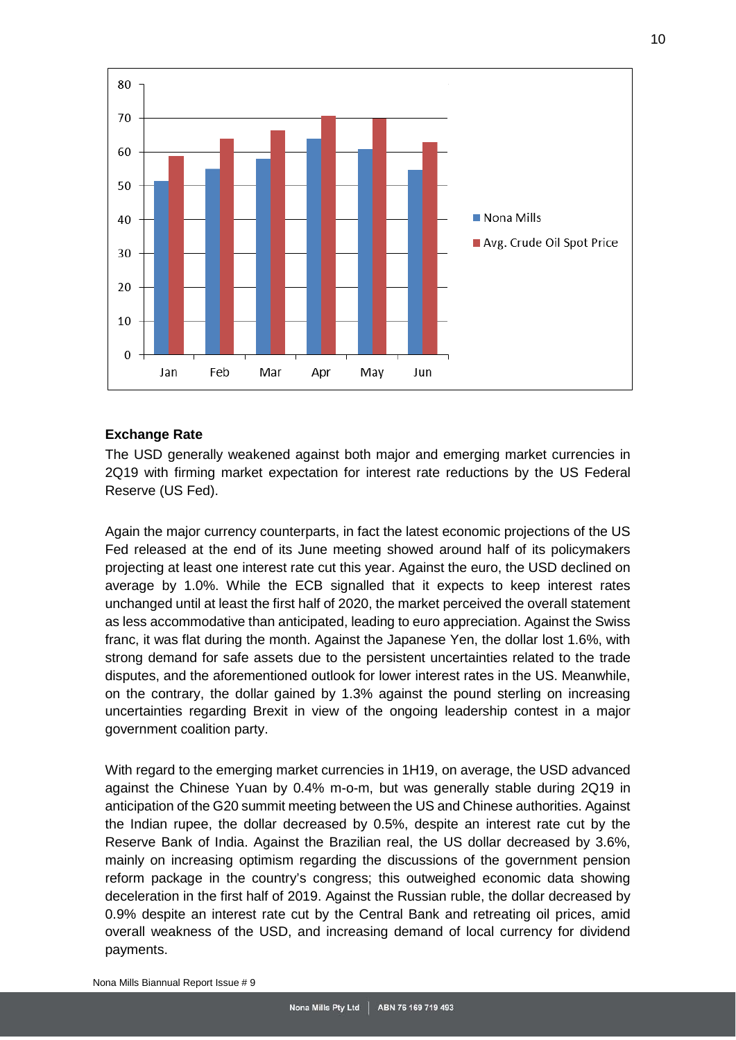## Exchange Rate

The USD generally weakened against both major and emerging market currencies in 2Q19 with firming market expectation for interest rate reductions by the US Federal Reserve (US Fed).

Again the major currency counterparts, in fact the latest economic projections of the US Fed released at the end of its June meeting showed around half of its policymakers projecting at least one interest rate cut this year. Against the euro, the USD declined on average by 1.0%. While the ECB signalled that it expects to keep interest rates unchanged until at least the first half of 2020, the market perceived the overall statement as less accommodative than anticipated, leading to euro appreciation. Against the Swiss franc, it was flat during the month. Against the Japanese Yen, the dollar lost 1.6%, with strong demand for safe assets due to the persistent uncertainties related to the trade disputes, and the aforementioned outlook for lower interest rates in the US. Meanwhile, on the contrary, the dollar gained by 1.3% against the pound sterling on increasing uncertainties regarding Brexit in view of the ongoing leadership contest in a major government coalition party.

With regard to the emerging market currencies in 1H19, on average, the USD advanced against the Chinese Yuan by 0.4% m-o-m, but was generally stable during 2Q19 in anticipation of the G20 summit meeting between the US and Chinese authorities. Against the Indian rupee, the dollar decreased by 0.5%, despite an interest rate cut by the Reserve Bank of India. Against the Brazilian real, the US dollar decreased by 3.6%, mainly on increasing optimism regarding the discussions of the government pension reform package in the country's congress; this outweighed economic data showing deceleration in the first half of 2019. Against the Russian ruble, the dollar decreased by 0.9% despite an interest rate cut by the Central Bank and retreating oil prices, amid overall weakness of the USD, and increasing demand of local currency for dividend payments.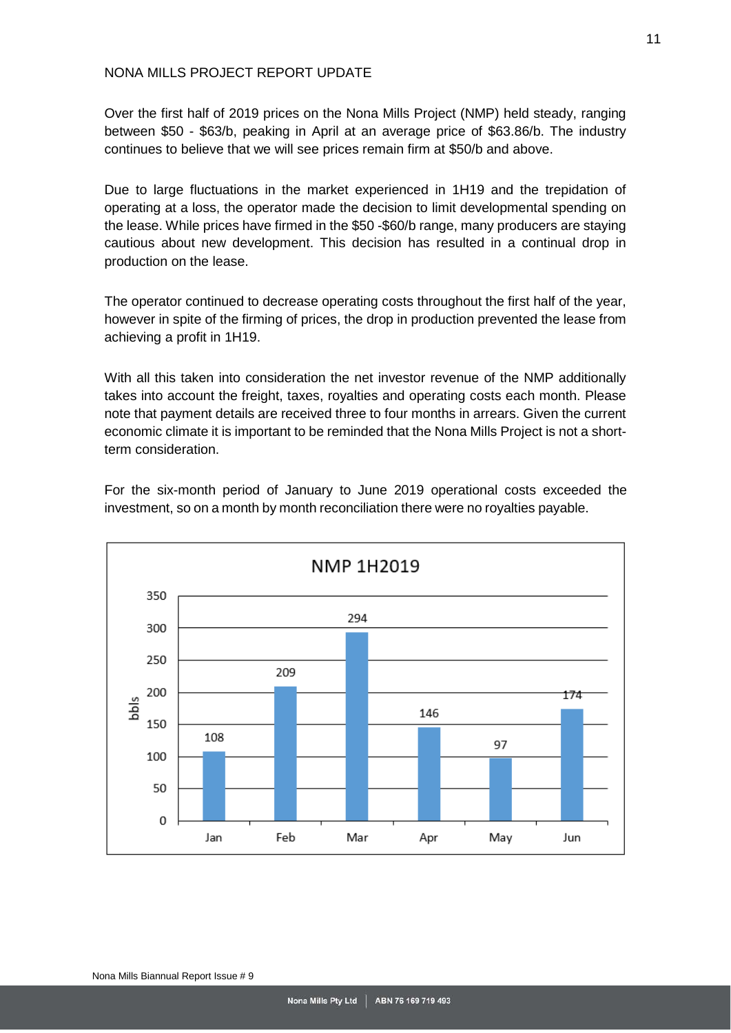## NONA MILLS PROJECT REPORT UPDATE

Over the first half of 2019 prices on the Nona Mills Project (NMP) held steady, ranging between $50 - $63/b, peaking in April at an average price of $63.86/b. The industry continues to believe that we will see prices remain firm at $50/b and above.

Due to large fluctuations in the market experienced in 1H19 and the trepidation of operating at a loss, the operator made the decision to limit developmental spending on the lease. While prices have firmed in the $50 -$60/b range, many producers are staying cautious about new development. This decision has resulted in a continual drop in production on the lease.

The operator continued to decrease operating costs throughout the first half of the year, however in spite of the firming of prices, the drop in production prevented the lease from achieving a profit in 1H19.

With all this taken into consideration the net investor revenue of the NMP additionally takes into account the freight, taxes, royalties and operating costs each month. Please note that payment details are received three to four months in arrears. Given the current economic climate it is important to be reminded that the Nona Mills Project is not a short-term consideration.

For the six-month period of January to June 2019 operational costs exceeded the investment, so on a month by month reconciliation there were no royalties payable.

**NMP 1H2019**

| Month | bbls |
| --- | --- |
| Jan | 108 |
| Feb | 209 |
| Mar | 294 |
| Apr | 146 |
| May | 97 |
| Jun | 174 |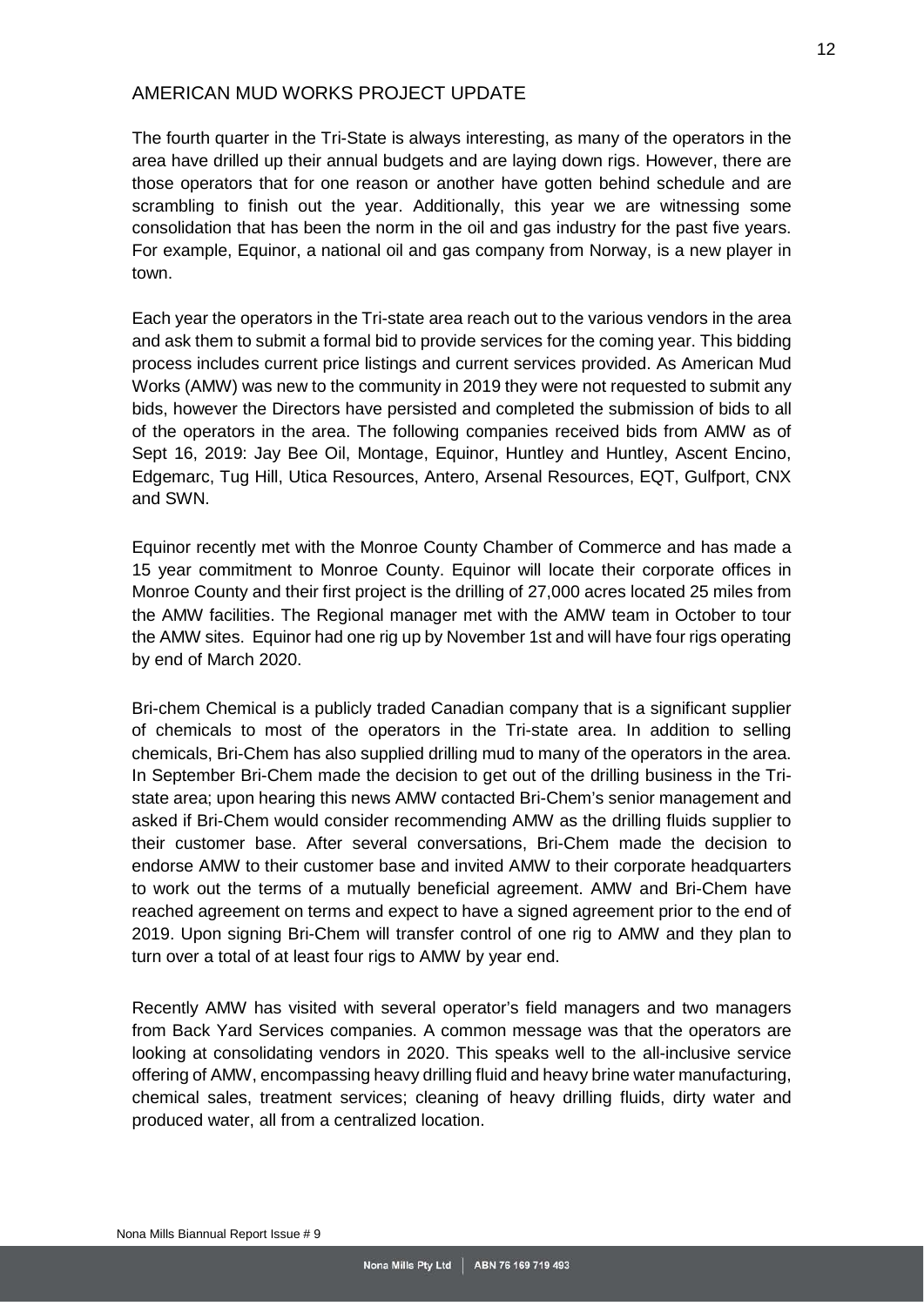## AMERICAN MUD WORKS PROJECT UPDATE

The fourth quarter in the Tri-State is always interesting, as many of the operators in the area have drilled up their annual budgets and are laying down rigs. However, there are those operators that for one reason or another have gotten behind schedule and are scrambling to finish out the year. Additionally, this year we are witnessing some consolidation that has been the norm in the oil and gas industry for the past five years. For example, Equinor, a national oil and gas company from Norway, is a new player in town.

Each year the operators in the Tri-state area reach out to the various vendors in the area and ask them to submit a formal bid to provide services for the coming year. This bidding process includes current price listings and current services provided. As American Mud Works (AMW) was new to the community in 2019 they were not requested to submit any bids, however the Directors have persisted and completed the submission of bids to all of the operators in the area. The following companies received bids from AMW as of Sept 16, 2019: Jay Bee Oil, Montage, Equinor, Huntley and Huntley, Ascent Encino, Edgemarc, Tug Hill, Utica Resources, Antero, Arsenal Resources, EQT, Gulfport, CNX and SWN.

Equinor recently met with the Monroe County Chamber of Commerce and has made a 15 year commitment to Monroe County. Equinor will locate their corporate offices in Monroe County and their first project is the drilling of 27,000 acres located 25 miles from the AMW facilities. The Regional manager met with the AMW team in October to tour the AMW sites. Equinor had one rig up by November 1st and will have four rigs operating by end of March 2020.

Bri-chem Chemical is a publicly traded Canadian company that is a significant supplier of chemicals to most of the operators in the Tri-state area. In addition to selling chemicals, Bri-Chem has also supplied drilling mud to many of the operators in the area. In September Bri-Chem made the decision to get out of the drilling business in the Tri-state area; upon hearing this news AMW contacted Bri-Chem's senior management and asked if Bri-Chem would consider recommending AMW as the drilling fluids supplier to their customer base. After several conversations, Bri-Chem made the decision to endorse AMW to their customer base and invited AMW to their corporate headquarters to work out the terms of a mutually beneficial agreement. AMW and Bri-Chem have reached agreement on terms and expect to have a signed agreement prior to the end of 2019. Upon signing Bri-Chem will transfer control of one rig to AMW and they plan to turn over a total of at least four rigs to AMW by year end.

Recently AMW has visited with several operator's field managers and two managers from Back Yard Services companies. A common message was that the operators are looking at consolidating vendors in 2020. This speaks well to the all-inclusive service offering of AMW, encompassing heavy drilling fluid and heavy brine water manufacturing, chemical sales, treatment services; cleaning of heavy drilling fluids, dirty water and produced water, all from a centralized location.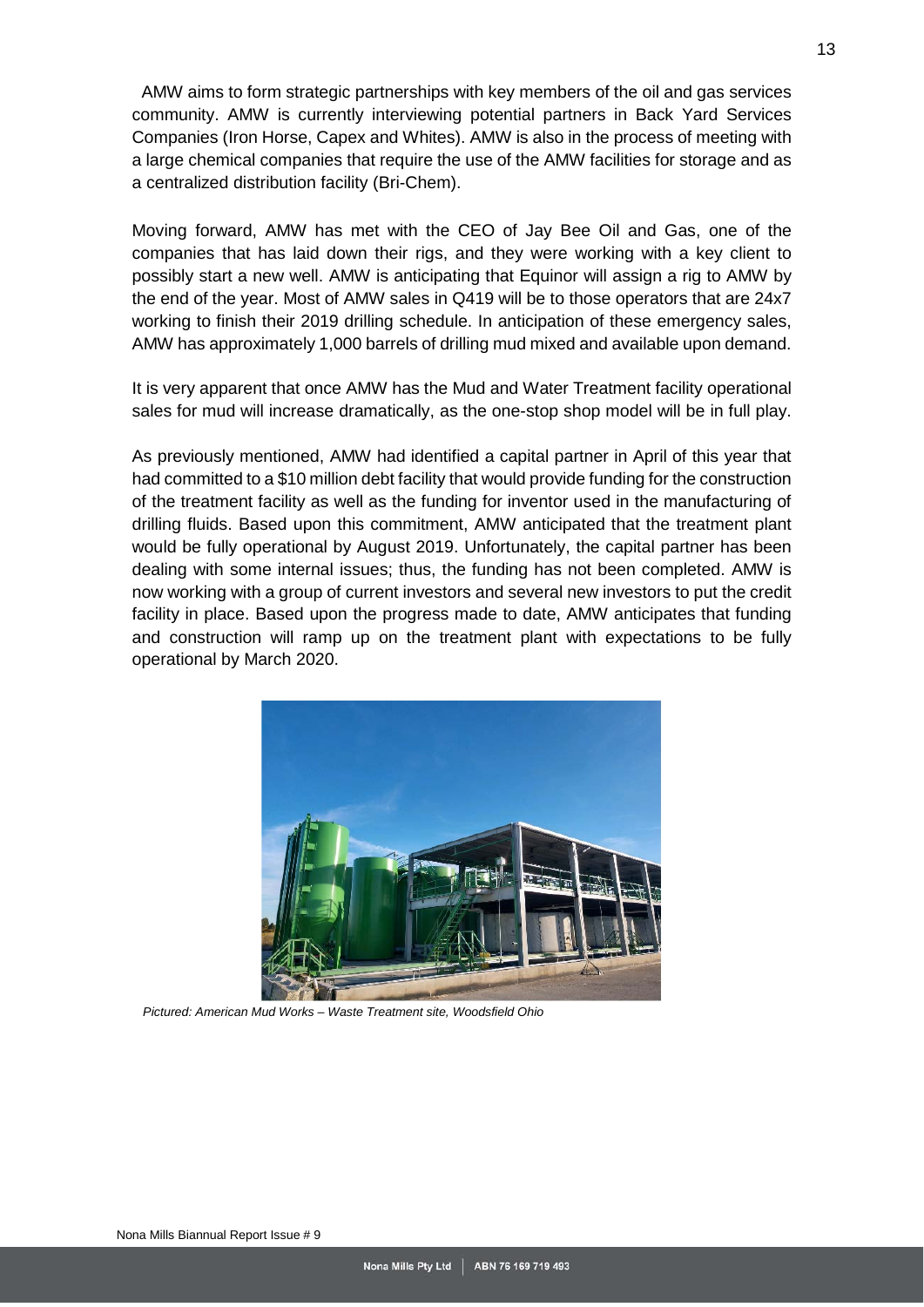AMW aims to form strategic partnerships with key members of the oil and gas services community. AMW is currently interviewing potential partners in Back Yard Services Companies (Iron Horse, Capex and Whites). AMW is also in the process of meeting with a large chemical companies that require the use of the AMW facilities for storage and as a centralized distribution facility (Bri-Chem).

Moving forward, AMW has met with the CEO of Jay Bee Oil and Gas, one of the companies that has laid down their rigs, and they were working with a key client to possibly start a new well. AMW is anticipating that Equinor will assign a rig to AMW by the end of the year. Most of AMW sales in Q419 will be to those operators that are 24x7 working to finish their 2019 drilling schedule. In anticipation of these emergency sales, AMW has approximately 1,000 barrels of drilling mud mixed and available upon demand.

It is very apparent that once AMW has the Mud and Water Treatment facility operational sales for mud will increase dramatically, as the one-stop shop model will be in full play.

As previously mentioned, AMW had identified a capital partner in April of this year that had committed to a $10 million debt facility that would provide funding for the construction of the treatment facility as well as the funding for inventor used in the manufacturing of drilling fluids. Based upon this commitment, AMW anticipated that the treatment plant would be fully operational by August 2019. Unfortunately, the capital partner has been dealing with some internal issues; thus, the funding has not been completed. AMW is now working with a group of current investors and several new investors to put the credit facility in place. Based upon the progress made to date, AMW anticipates that funding and construction will ramp up on the treatment plant with expectations to be fully operational by March 2020.

*Pictured: American Mud Works – Waste Treatment site, Woodsfield Ohio*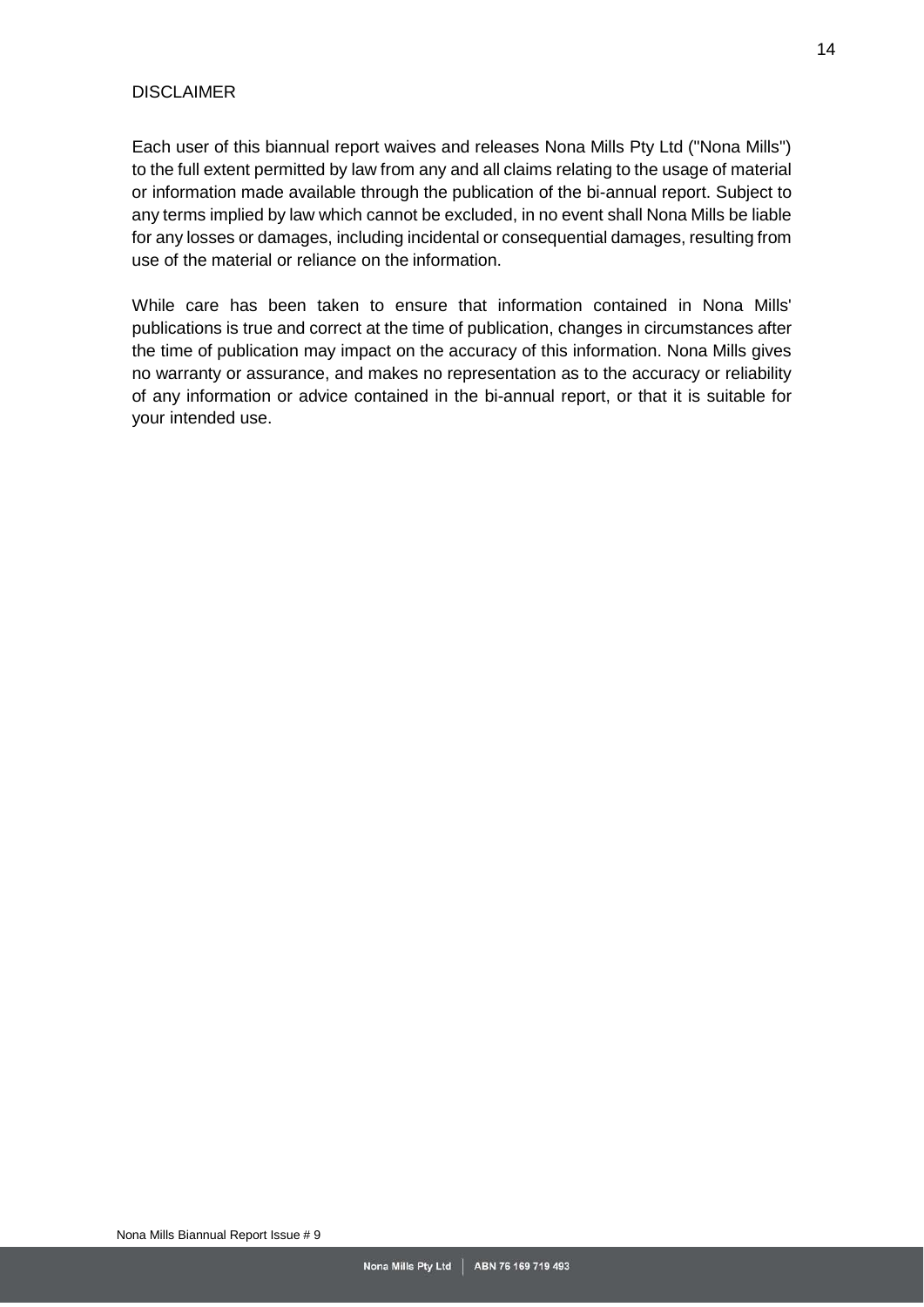# DISCLAIMER

Each user of this biannual report waives and releases Nona Mills Pty Ltd ("Nona Mills") to the full extent permitted by law from any and all claims relating to the usage of material or information made available through the publication of the bi-annual report. Subject to any terms implied by law which cannot be excluded, in no event shall Nona Mills be liable for any losses or damages, including incidental or consequential damages, resulting from use of the material or reliance on the information.

While care has been taken to ensure that information contained in Nona Mills' publications is true and correct at the time of publication, changes in circumstances after the time of publication may impact on the accuracy of this information. Nona Mills gives no warranty or assurance, and makes no representation as to the accuracy or reliability of any information or advice contained in the bi-annual report, or that it is suitable for your intended use.